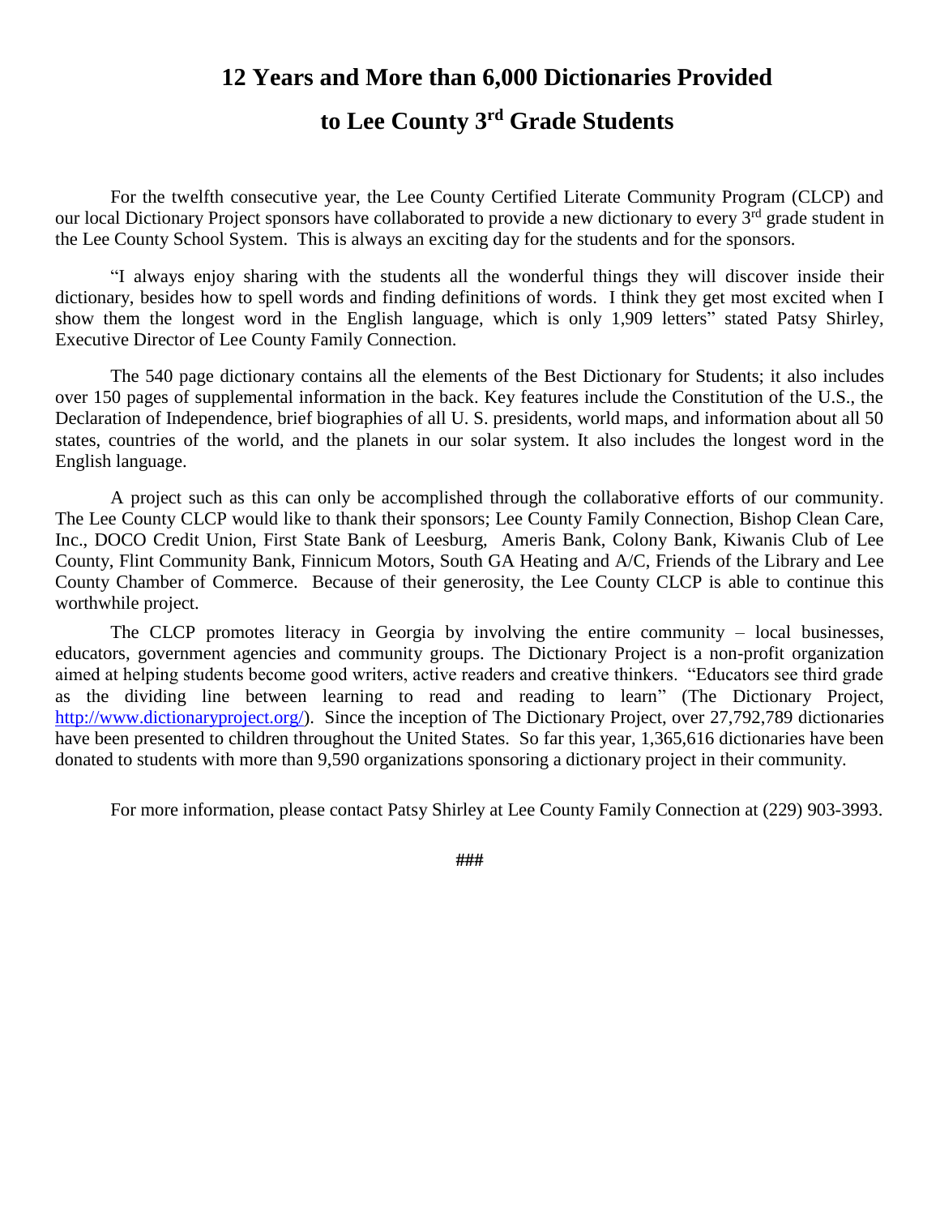# 12 Years and More than 6,000 Dictionaries Provided to Lee County 3rd Grade Students

For the twelfth consecutive year, the Lee County Certified Literate Community Program (CLCP) and our local Dictionary Project sponsors have collaborated to provide a new dictionary to every 3rd grade student in the Lee County School System. This is always an exciting day for the students and for the sponsors.

"I always enjoy sharing with the students all the wonderful things they will discover inside their dictionary, besides how to spell words and finding definitions of words. I think they get most excited when I show them the longest word in the English language, which is only 1,909 letters" stated Patsy Shirley, Executive Director of Lee County Family Connection.

The 540 page dictionary contains all the elements of the Best Dictionary for Students; it also includes over 150 pages of supplemental information in the back. Key features include the Constitution of the U.S., the Declaration of Independence, brief biographies of all U. S. presidents, world maps, and information about all 50 states, countries of the world, and the planets in our solar system. It also includes the longest word in the English language.

A project such as this can only be accomplished through the collaborative efforts of our community. The Lee County CLCP would like to thank their sponsors; Lee County Family Connection, Bishop Clean Care, Inc., DOCO Credit Union, First State Bank of Leesburg, Ameris Bank, Colony Bank, Kiwanis Club of Lee County, Flint Community Bank, Finnicum Motors, South GA Heating and A/C, Friends of the Library and Lee County Chamber of Commerce. Because of their generosity, the Lee County CLCP is able to continue this worthwhile project.

The CLCP promotes literacy in Georgia by involving the entire community – local businesses, educators, government agencies and community groups. The Dictionary Project is a non-profit organization aimed at helping students become good writers, active readers and creative thinkers. "Educators see third grade as the dividing line between learning to read and reading to learn" (The Dictionary Project, http://www.dictionaryproject.org/). Since the inception of The Dictionary Project, over 27,792,789 dictionaries have been presented to children throughout the United States. So far this year, 1,365,616 dictionaries have been donated to students with more than 9,590 organizations sponsoring a dictionary project in their community.

For more information, please contact Patsy Shirley at Lee County Family Connection at (229) 903-3993.

###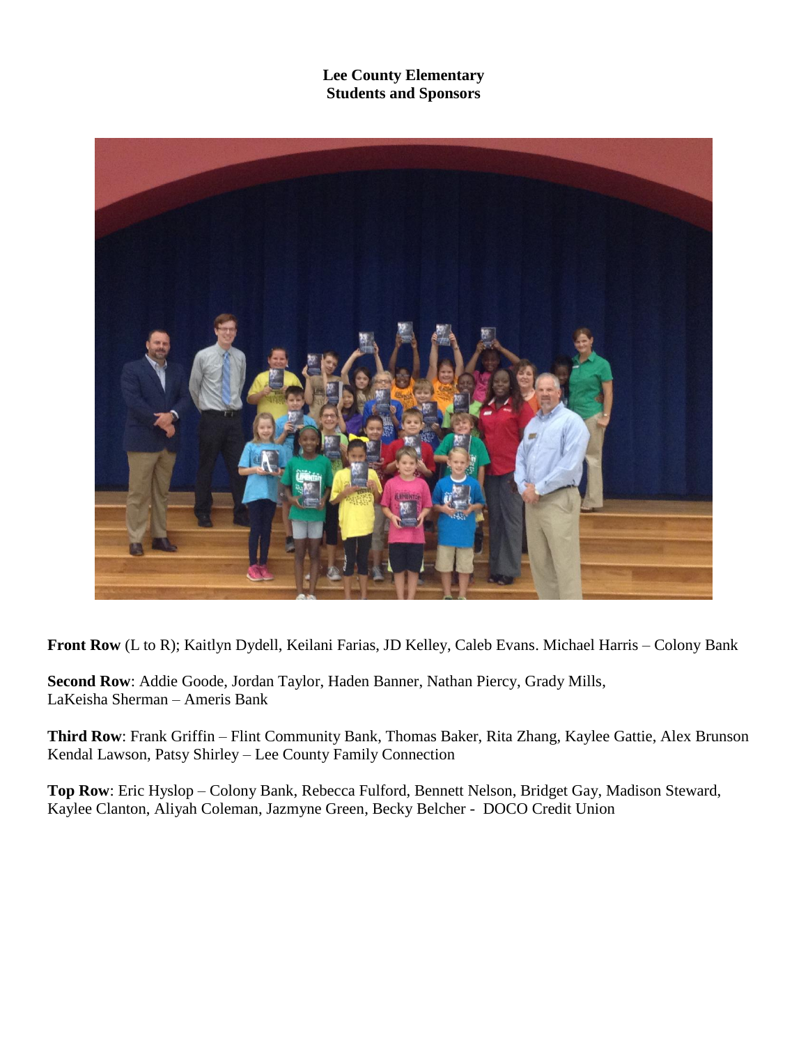**Lee County Elementary**
**Students and Sponsors**

**Front Row** (L to R); Kaitlyn Dydell, Keilani Farias, JD Kelley, Caleb Evans. Michael Harris – Colony Bank

**Second Row**: Addie Goode, Jordan Taylor, Haden Banner, Nathan Piercy, Grady Mills, LaKeisha Sherman – Ameris Bank

**Third Row**: Frank Griffin – Flint Community Bank, Thomas Baker, Rita Zhang, Kaylee Gattie, Alex Brunson Kendal Lawson, Patsy Shirley – Lee County Family Connection

**Top Row**: Eric Hyslop – Colony Bank, Rebecca Fulford, Bennett Nelson, Bridget Gay, Madison Steward, Kaylee Clanton, Aliyah Coleman, Jazmyne Green, Becky Belcher - DOCO Credit Union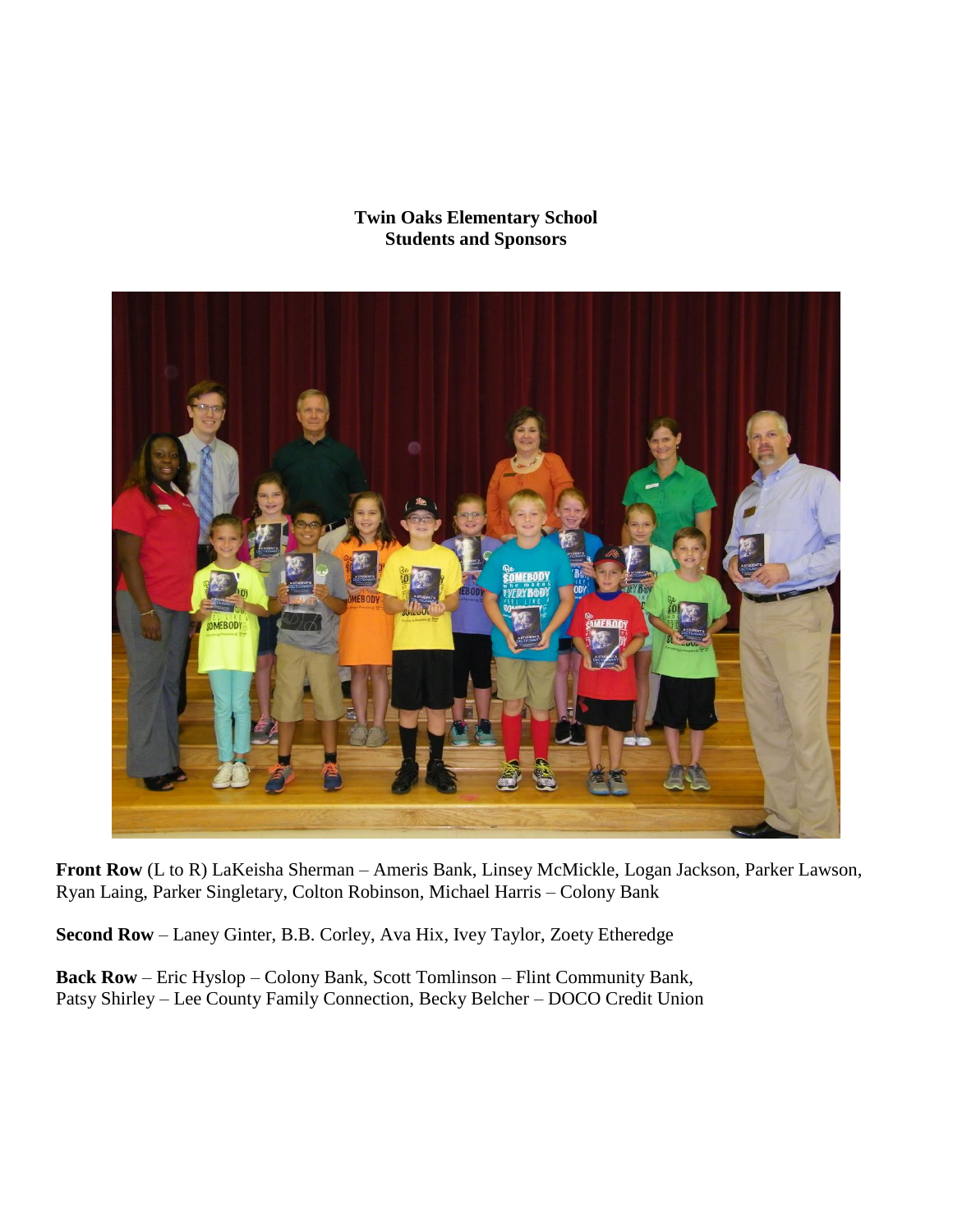**Twin Oaks Elementary School**
**Students and Sponsors**

**Front Row** (L to R) LaKeisha Sherman – Ameris Bank, Linsey McMickle, Logan Jackson, Parker Lawson, Ryan Laing, Parker Singletary, Colton Robinson, Michael Harris – Colony Bank

**Second Row** – Laney Ginter, B.B. Corley, Ava Hix, Ivey Taylor, Zoety Etheredge

**Back Row** – Eric Hyslop – Colony Bank, Scott Tomlinson – Flint Community Bank, Patsy Shirley – Lee County Family Connection, Becky Belcher – DOCO Credit Union